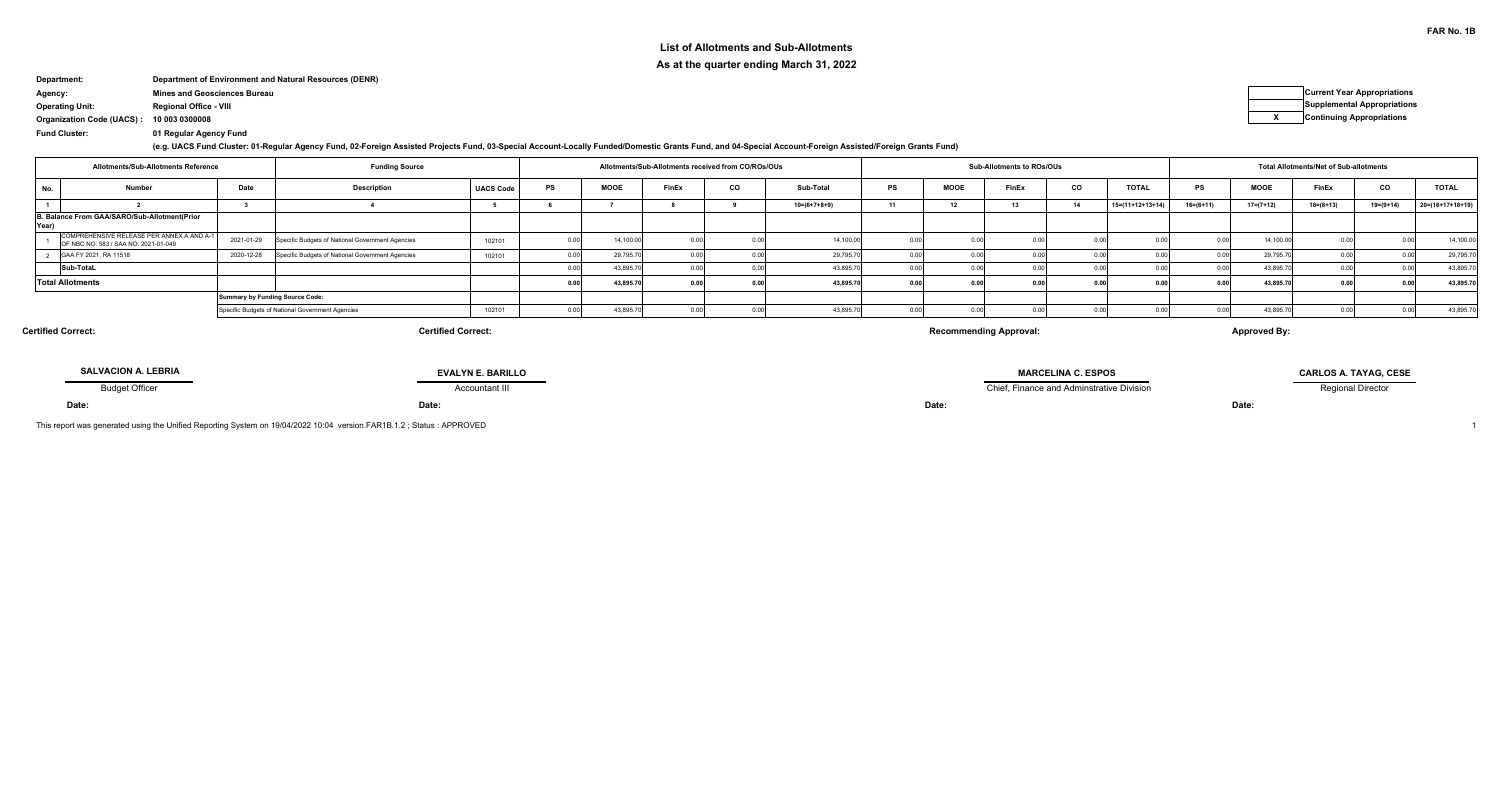FAR No. 1B

# List of Allotments and Sub-Allotments

## As at the quarter ending March 31, 2022

**Department:** Department of Environment and Natural Resources (DENR)

**Agency:** Mines and Geosciences Bureau

**Operating Unit:** Regional Office - VIII

**Organization Code (UACS) :** 10 003 0300008

**Fund Cluster:** 01 Regular Agency Fund

(e.g. UACS Fund Cluster: 01-Regular Agency Fund, 02-Foreign Assisted Projects Fund, 03-Special Account-Locally Funded/Domestic Grants Fund, and 04-Special Account-Foreign Assisted/Foreign Grants Fund)

| | |
|---|---|
| | Current Year Appropriations |
| | Supplemental Appropriations |
| X | Continuing Appropriations |

| Allotments/Sub-Allotments Reference | | | Funding Source | | Allotments/Sub-Allotments received from CO/ROs/OUs | | | | | Sub-Allotments to ROs/OUs | | | | | Total Allotments/Net of Sub-allotments | | | | |
|---|---|---|---|---|---|---|---|---|---|---|---|---|---|---|---|---|---|---|---|
| No. | Number | Date | Description | UACS Code | PS | MOOE | FinEx | CO | Sub-Total | PS | MOOE | FinEx | CO | TOTAL | PS | MOOE | FinEx | CO | TOTAL |
| 1 | 2 | 3 | 4 | 5 | 6 | 7 | 8 | 9 | 10=(6+7+8+9) | 11 | 12 | 13 | 14 | 15=(11+12+13+14) | 16=(6+11) | 17=(7+12) | 18=(8+13) | 19=(9+14) | 20=(16+17+18+19) |
| B. Balance From GAA/SARO/Sub-Allotment(Prior Year) | | | | | | | | | | | | | | | | | | | |
| 1 | COMPREHENSIVE RELEASE PER ANNEX A AND A-1 OF NBC NO. 583 / SAA NO. 2021-01-049 | 2021-01-29 | Specific Budgets of National Government Agencies | 102101 | 0.00 | 14,100.00 | 0.00 | 0.00 | 14,100.00 | 0.00 | 0.00 | 0.00 | 0.00 | 0.00 | 0.00 | 14,100.00 | 0.00 | 0.00 | 14,100.00 |
| 2 | GAA FY 2021, RA 11518 | 2020-12-28 | Specific Budgets of National Government Agencies | 102101 | 0.00 | 29,795.70 | 0.00 | 0.00 | 29,795.70 | 0.00 | 0.00 | 0.00 | 0.00 | 0.00 | 0.00 | 29,795.70 | 0.00 | 0.00 | 29,795.70 |
| | Sub-TotaL | | | | 0.00 | 43,895.70 | 0.00 | 0.00 | 43,895.70 | 0.00 | 0.00 | 0.00 | 0.00 | 0.00 | 0.00 | 43,895.70 | 0.00 | 0.00 | 43,895.70 |
| **Total Allotments** | | | | | **0.00** | **43,895.70** | **0.00** | **0.00** | **43,895.70** | **0.00** | **0.00** | **0.00** | **0.00** | **0.00** | **0.00** | **43,895.70** | **0.00** | **0.00** | **43,895.70** |
| | | | Summary by Funding Source Code: | | | | | | | | | | | | | | | | |
| | | | Specific Budgets of National Government Agencies | 102101 | 0.00 | 43,895.70 | 0.00 | 0.00 | 43,895.70 | 0.00 | 0.00 | 0.00 | 0.00 | 0.00 | 0.00 | 43,895.70 | 0.00 | 0.00 | 43,895.70 |

| Certified Correct: | Certified Correct: | Recommending Approval: | Approved By: |
|---|---|---|---|
| **SALVACION A. LEBRIA** | **EVALYN E. BARILLO** | **MARCELINA C. ESPOS** | **CARLOS A. TAYAG, CESE** |
| Budget Officer | Accountant III | Chief, Finance and Adminstrative Division | Regional Director |
| Date: | Date: | Date: | Date: |

This report was generated using the Unified Reporting System on 19/04/2022 10:04 version.FAR1B.1.2 ; Status : APPROVED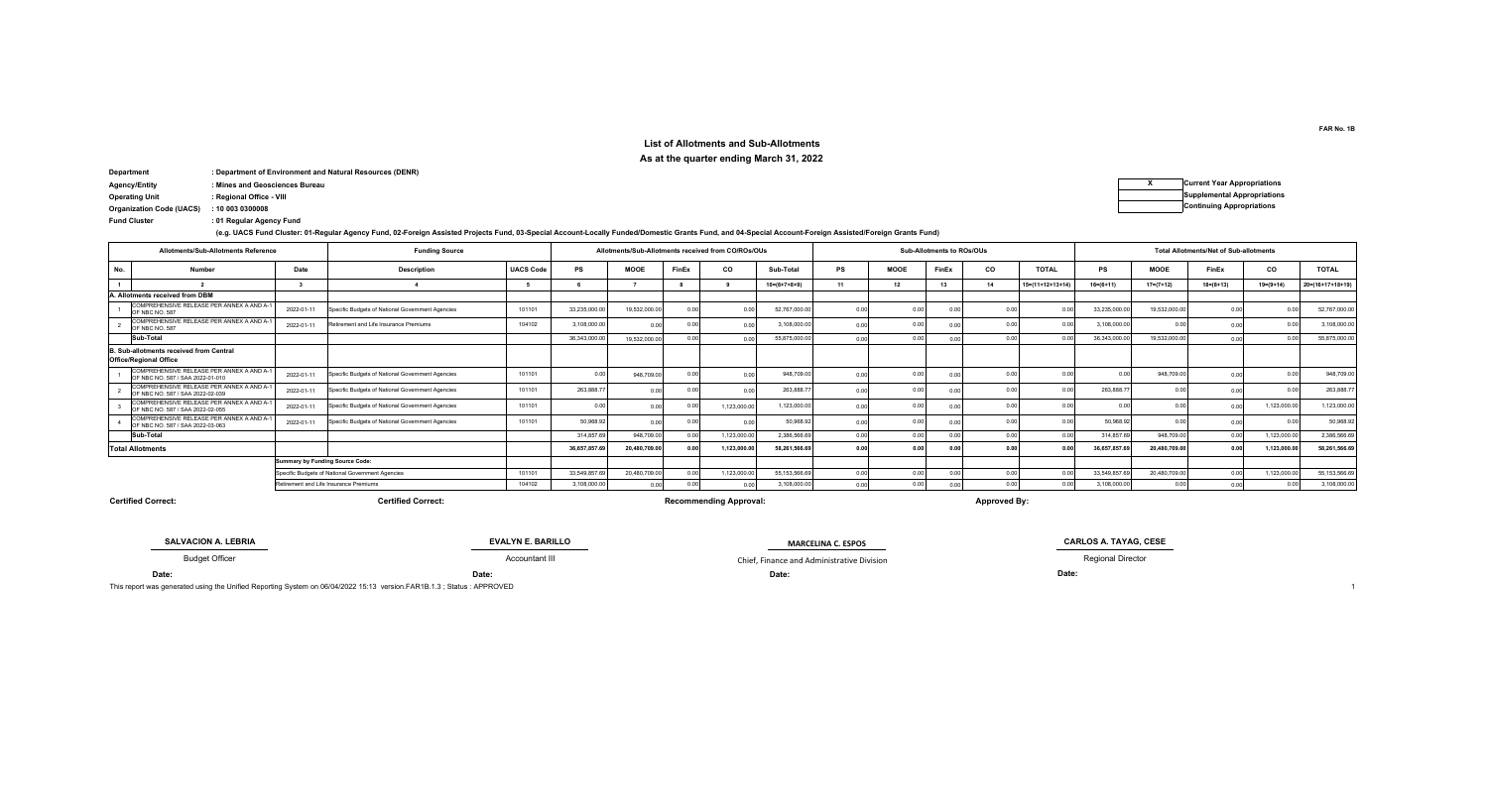FAR No. 1B

## List of Allotments and Sub-Allotments

### As at the quarter ending March 31, 2022

**Department** : Department of Environment and Natural Resources (DENR)
**Agency/Entity** : Mines and Geosciences Bureau
**Operating Unit** : Regional Office - VIII
**Organization Code (UACS)** : 10 003 0300008
**Fund Cluster** : 01 Regular Agency Fund
(e.g. UACS Fund Cluster: 01-Regular Agency Fund, 02-Foreign Assisted Projects Fund, 03-Special Account-Locally Funded/Domestic Grants Fund, and 04-Special Account-Foreign Assisted/Foreign Grants Fund)

| X | Current Year Appropriations |
|---|---|
| | Supplemental Appropriations |
| | Continuing Appropriations |

| Allotments/Sub-Allotments Reference | | | Funding Source | | Allotments/Sub-Allotments received from CO/ROs/OUs | | | | | Sub-Allotments to ROs/OUs | | | | | Total Allotments/Net of Sub-allotments | | | | |
|---|---|---|---|---|---|---|---|---|---|---|---|---|---|---|---|---|---|---|---|
| No. | Number | Date | Description | UACS Code | PS | MOOE | FinEx | CO | Sub-Total | PS | MOOE | FinEx | CO | TOTAL | PS | MOOE | FinEx | CO | TOTAL |
| 1 | 2 | 3 | 4 | 5 | 6 | 7 | 8 | 9 | 10=(6+7+8+9) | 11 | 12 | 13 | 14 | 15=(11+12+13+14) | 16=(6+11) | 17=(7+12) | 18=(8+13) | 19=(9+14) | 20=(16+17+18+19) |
| **A. Allotments received from DBM** | | | | | | | | | | | | | | | | | | | |
| 1 | COMPREHENSIVE RELEASE PER ANNEX A AND A-1 OF NBC NO. 587 | 2022-01-11 | Specific Budgets of National Government Agencies | 101101 | 33,235,000.00 | 19,532,000.00 | 0.00 | 0.00 | 52,767,000.00 | 0.00 | 0.00 | 0.00 | 0.00 | 0.00 | 33,235,000.00 | 19,532,000.00 | 0.00 | 0.00 | 52,767,000.00 |
| 2 | COMPREHENSIVE RELEASE PER ANNEX A AND A-1 OF NBC NO. 587 | 2022-01-11 | Retirement and Life Insurance Premiums | 104102 | 3,108,000.00 | 0.00 | 0.00 | 0.00 | 3,108,000.00 | 0.00 | 0.00 | 0.00 | 0.00 | 0.00 | 3,108,000.00 | 0.00 | 0.00 | 0.00 | 3,108,000.00 |
| | **Sub-Total** | | | | 36,343,000.00 | 19,532,000.00 | 0.00 | 0.00 | 55,875,000.00 | 0.00 | 0.00 | 0.00 | 0.00 | 0.00 | 36,343,000.00 | 19,532,000.00 | 0.00 | 0.00 | 55,875,000.00 |
| **B. Sub-allotments received from Central Office/Regional Office** | | | | | | | | | | | | | | | | | | | |
| 1 | COMPREHENSIVE RELEASE PER ANNEX A AND A-1 OF NBC NO. 587 / SAA 2022-01-010 | 2022-01-11 | Specific Budgets of National Government Agencies | 101101 | 0.00 | 948,709.00 | 0.00 | 0.00 | 948,709.00 | 0.00 | 0.00 | 0.00 | 0.00 | 0.00 | 0.00 | 948,709.00 | 0.00 | 0.00 | 948,709.00 |
| 2 | COMPREHENSIVE RELEASE PER ANNEX A AND A-1 OF NBC NO. 587 / SAA 2022-02-039 | 2022-01-11 | Specific Budgets of National Government Agencies | 101101 | 263,888.77 | 0.00 | 0.00 | 0.00 | 263,888.77 | 0.00 | 0.00 | 0.00 | 0.00 | 0.00 | 263,888.77 | 0.00 | 0.00 | 0.00 | 263,888.77 |
| 3 | COMPREHENSIVE RELEASE PER ANNEX A AND A-1 OF NBC NO. 587 / SAA 2022-02-055 | 2022-01-11 | Specific Budgets of National Government Agencies | 101101 | 0.00 | 0.00 | 0.00 | 1,123,000.00 | 1,123,000.00 | 0.00 | 0.00 | 0.00 | 0.00 | 0.00 | 0.00 | 0.00 | 0.00 | 1,123,000.00 | 1,123,000.00 |
| 4 | COMPREHENSIVE RELEASE PER ANNEX A AND A-1 OF NBC NO. 587 / SAA 2022-03-063 | 2022-01-11 | Specific Budgets of National Government Agencies | 101101 | 50,968.92 | 0.00 | 0.00 | 0.00 | 50,968.92 | 0.00 | 0.00 | 0.00 | 0.00 | 0.00 | 50,968.92 | 0.00 | 0.00 | 0.00 | 50,968.92 |
| | **Sub-Total** | | | | 314,857.69 | 948,709.00 | 0.00 | 1,123,000.00 | 2,386,566.69 | 0.00 | 0.00 | 0.00 | 0.00 | 0.00 | 314,857.69 | 948,709.00 | 0.00 | 1,123,000.00 | 2,386,566.69 |
| **Total Allotments** | | | | | **36,657,857.69** | **20,480,709.00** | **0.00** | **1,123,000.00** | **58,261,566.69** | **0.00** | **0.00** | **0.00** | **0.00** | **0.00** | **36,657,857.69** | **20,480,709.00** | **0.00** | **1,123,000.00** | **58,261,566.69** |
| | | | **Summary by Funding Source Code:** | | | | | | | | | | | | | | | | |
| | | | Specific Budgets of National Government Agencies | 101101 | 33,549,857.69 | 20,480,709.00 | 0.00 | 1,123,000.00 | 55,153,566.69 | 0.00 | 0.00 | 0.00 | 0.00 | 0.00 | 33,549,857.69 | 20,480,709.00 | 0.00 | 1,123,000.00 | 55,153,566.69 |
| | | | Retirement and Life Insurance Premiums | 104102 | 3,108,000.00 | 0.00 | 0.00 | 0.00 | 3,108,000.00 | 0.00 | 0.00 | 0.00 | 0.00 | 0.00 | 3,108,000.00 | 0.00 | 0.00 | 0.00 | 3,108,000.00 |

| Certified Correct: | Certified Correct: | Recommending Approval: | Approved By: |
|---|---|---|---|
| **SALVACION A. LEBRIA** | **EVALYN E. BARILLO** | **MARCELINA C. ESPOS** | **CARLOS A. TAYAG, CESE** |
| Budget Officer | Accountant III | Chief, Finance and Administrative Division | Regional Director |
| Date: | Date: | Date: | Date: |

This report was generated using the Unified Reporting System on 06/04/2022 15:13 version.FAR1B.1.3 ; Status : APPROVED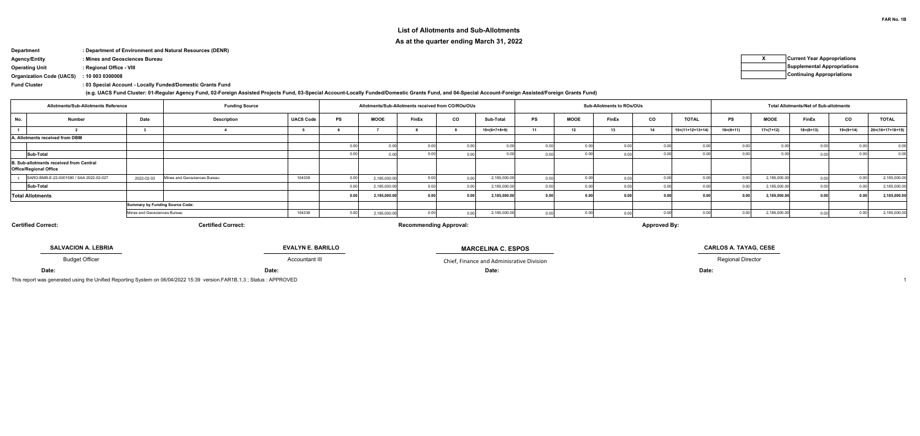FAR No. 1B

# List of Allotments and Sub-Allotments

## As at the quarter ending March 31, 2022

**Department** : Department of Environment and Natural Resources (DENR)

**Agency/Entity** : Mines and Geosciences Bureau

**Operating Unit** : Regional Office - VIII

**Organization Code (UACS)** : 10 003 0300008

**Fund Cluster** : 03 Special Account - Locally Funded/Domestic Grants Fund

(e.g. UACS Fund Cluster: 01-Regular Agency Fund, 02-Foreign Assisted Projects Fund, 03-Special Account-Locally Funded/Domestic Grants Fund, and 04-Special Account-Foreign Assisted/Foreign Grants Fund)

| | |
|---|---|
| X | Current Year Appropriations |
| | Supplemental Appropriations |
| | Continuing Appropriations |

| Allotments/Sub-Allotments Reference | | | Funding Source | | Allotments/Sub-Allotments received from CO/ROs/OUs | | | | | Sub-Allotments to ROs/OUs | | | | | Total Allotments/Net of Sub-allotments | | | | |
|---|---|---|---|---|---|---|---|---|---|---|---|---|---|---|---|---|---|---|---|
| No. | Number | Date | Description | UACS Code | PS | MOOE | FinEx | CO | Sub-Total | PS | MOOE | FinEx | CO | TOTAL | PS | MOOE | FinEx | CO | TOTAL |
| 1 | 2 | 3 | 4 | 5 | 6 | 7 | 8 | 9 | 10=(6+7+8+9) | 11 | 12 | 13 | 14 | 15=(11+12+13+14) | 16=(6+11) | 17=(7+12) | 18=(8+13) | 19=(9+14) | 20=(16+17+18+19) |
| A. Allotments received from DBM | | | | | | | | | | | | | | | | | | | |
| | | | | | 0.00 | 0.00 | 0.00 | 0.00 | 0.00 | 0.00 | 0.00 | 0.00 | 0.00 | 0.00 | 0.00 | 0.00 | 0.00 | 0.00 | 0.00 |
| | Sub-Total | | | | 0.00 | 0.00 | 0.00 | 0.00 | 0.00 | 0.00 | 0.00 | 0.00 | 0.00 | 0.00 | 0.00 | 0.00 | 0.00 | 0.00 | 0.00 |
| B. Sub-allotments received from Central Office/Regional Office | | | | | | | | | | | | | | | | | | | |
| 1 | SARO-BMB-E-22-0001590 / SAA 2022-02-027 | 2022-02-03 | Mines and Geosciences Bureau | 104338 | 0.00 | 2,185,000.00 | 0.00 | 0.00 | 2,185,000.00 | 0.00 | 0.00 | 0.00 | 0.00 | 0.00 | 0.00 | 2,185,000.00 | 0.00 | 0.00 | 2,185,000.00 |
| | Sub-Total | | | | 0.00 | 2,185,000.00 | 0.00 | 0.00 | 2,185,000.00 | 0.00 | 0.00 | 0.00 | 0.00 | 0.00 | 0.00 | 2,185,000.00 | 0.00 | 0.00 | 2,185,000.00 |
| Total Allotments | | | | | 0.00 | 2,185,000.00 | 0.00 | 0.00 | 2,185,000.00 | 0.00 | 0.00 | 0.00 | 0.00 | 0.00 | 0.00 | 2,185,000.00 | 0.00 | 0.00 | 2,185,000.00 |
| | | Summary by Funding Source Code: | | | | | | | | | | | | | | | | | |
| | | Mines and Geosciences Bureau | | 104338 | 0.00 | 2,185,000.00 | 0.00 | 0.00 | 2,185,000.00 | 0.00 | 0.00 | 0.00 | 0.00 | 0.00 | 0.00 | 2,185,000.00 | 0.00 | 0.00 | 2,185,000.00 |

**Certified Correct:**

**SALVACION A. LEBRIA**
Budget Officer

Date:

**Certified Correct:**

**EVALYN E. BARILLO**
Accountant III

Date:

**Recommending Approval:**

**MARCELINA C. ESPOS**
Chief, Finance and Adminisrative Division

Date:

**Approved By:**

**CARLOS A. TAYAG, CESE**
Regional Director

Date:

This report was generated using the Unified Reporting System on 06/04/2022 15:39 version.FAR1B.1.3 ; Status : APPROVED